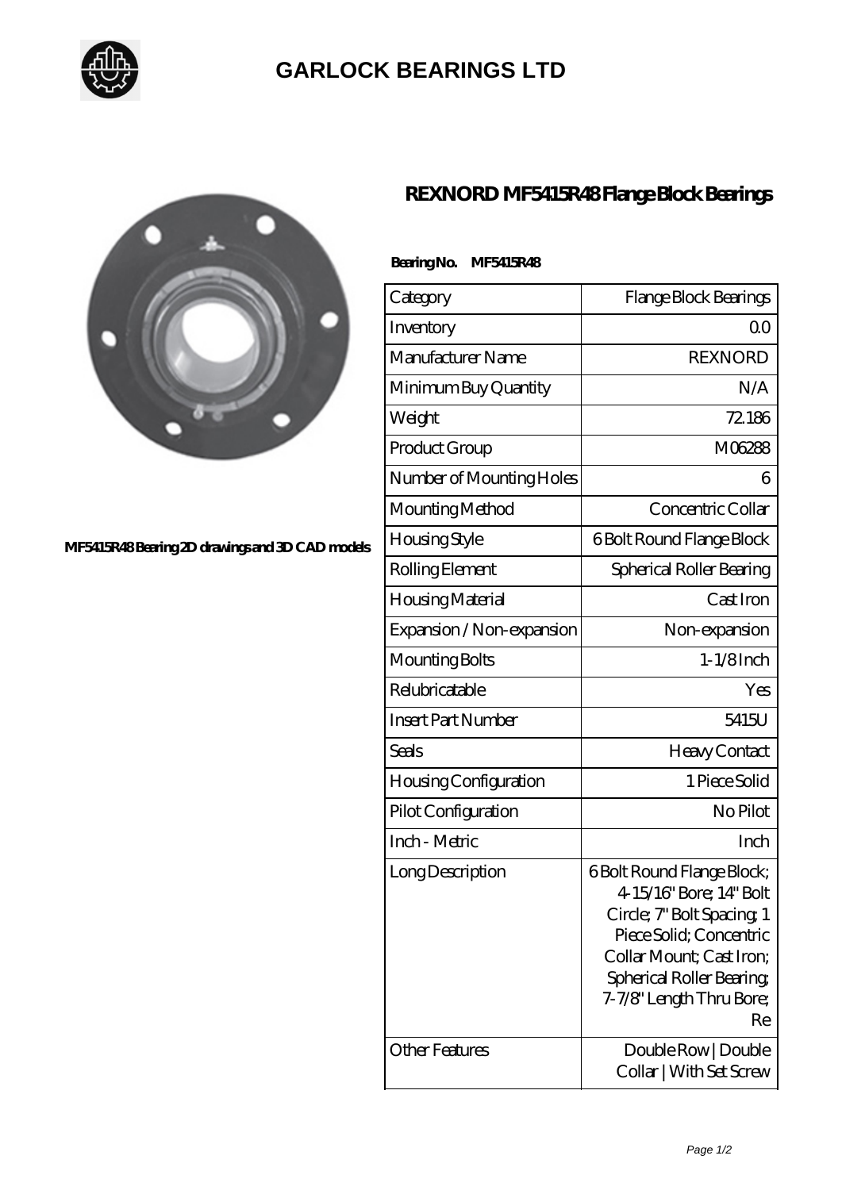# GARLOCK BEARINGS LTD

## REXNORD MF5415R48 Flange Block Bearings

MF5415R48 Bearing 2D drawings and 3D CAD models

**Bearing No. MF5415R48**

| Category | Flange Block Bearings |
|---|---|
| Inventory | 0.0 |
| Manufacturer Name | REXNORD |
| Minimum Buy Quantity | N/A |
| Weight | 72.186 |
| Product Group | M06288 |
| Number of Mounting Holes | 6 |
| Mounting Method | Concentric Collar |
| Housing Style | 6 Bolt Round Flange Block |
| Rolling Element | Spherical Roller Bearing |
| Housing Material | Cast Iron |
| Expansion / Non-expansion | Non-expansion |
| Mounting Bolts | 1-1/8 Inch |
| Relubricatable | Yes |
| Insert Part Number | 5415U |
| Seals | Heavy Contact |
| Housing Configuration | 1 Piece Solid |
| Pilot Configuration | No Pilot |
| Inch - Metric | Inch |
| Long Description | 6 Bolt Round Flange Block; 4-15/16" Bore; 14" Bolt Circle; 7" Bolt Spacing; 1 Piece Solid; Concentric Collar Mount; Cast Iron; Spherical Roller Bearing; 7-7/8" Length Thru Bore; Re |
| Other Features | Double Row \| Double Collar \| With Set Screw |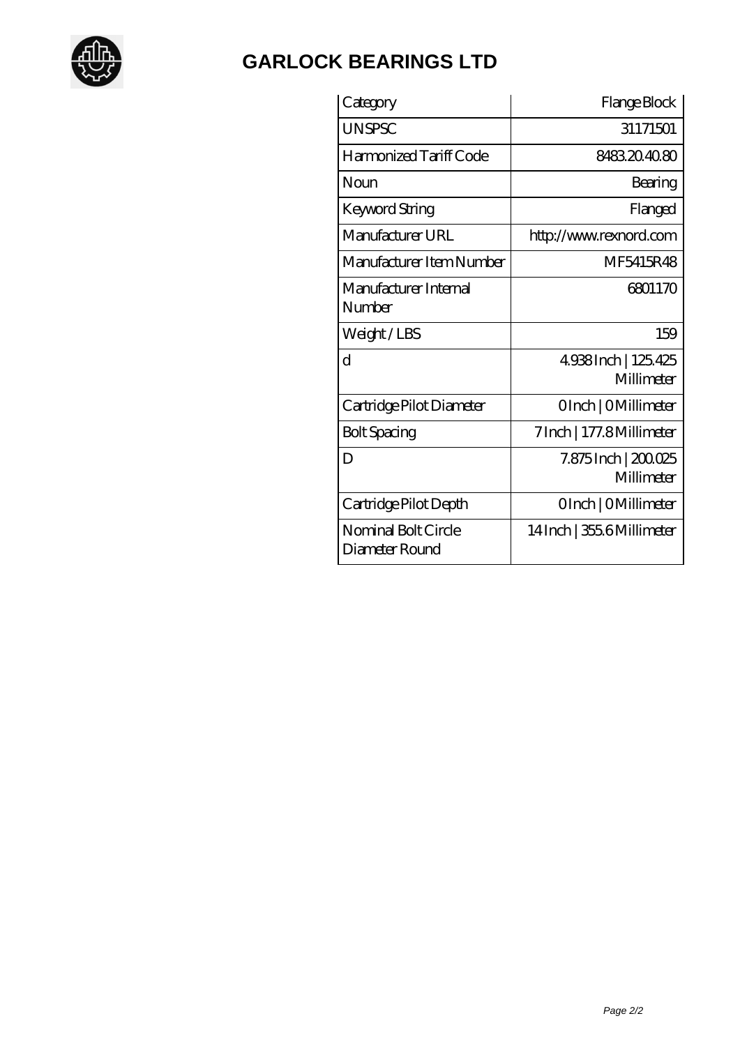# GARLOCK BEARINGS LTD

| | |
|---|---|
| Category | Flange Block |
| UNSPSC | 31171501 |
| Harmonized Tariff Code | 8483.20.40.80 |
| Noun | Bearing |
| Keyword String | Flanged |
| Manufacturer URL | http://www.rexnord.com |
| Manufacturer Item Number | MF5415R48 |
| Manufacturer Internal Number | 6801170 |
| Weight / LBS | 159 |
| d | 4.938 Inch \| 125.425 Millimeter |
| Cartridge Pilot Diameter | 0 Inch \| 0 Millimeter |
| Bolt Spacing | 7 Inch \| 177.8 Millimeter |
| D | 7.875 Inch \| 200.025 Millimeter |
| Cartridge Pilot Depth | 0 Inch \| 0 Millimeter |
| Nominal Bolt Circle Diameter Round | 14 Inch \| 355.6 Millimeter |